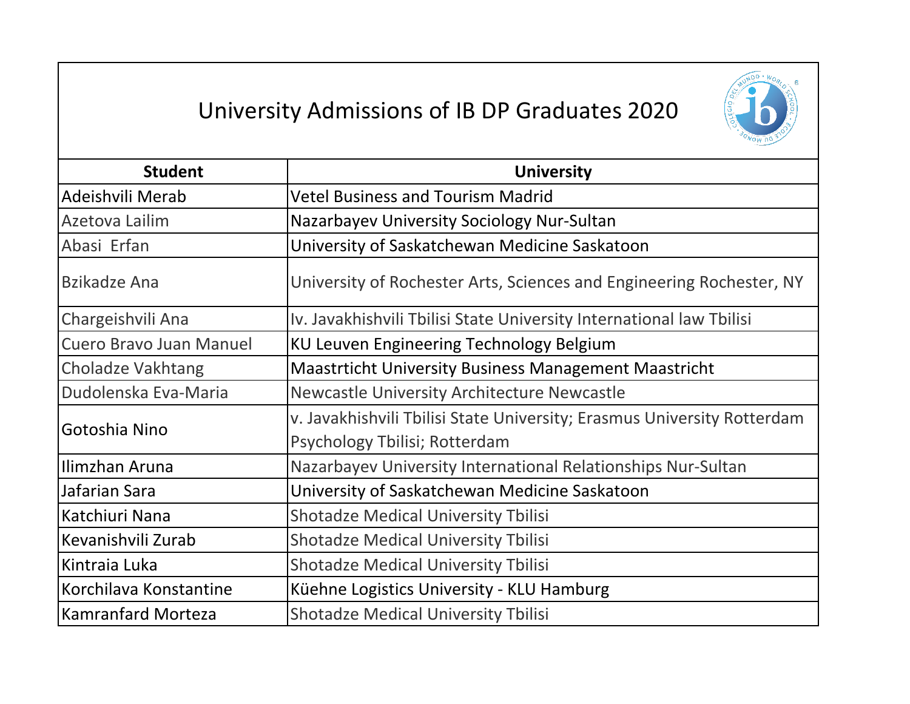# University Admissions of IB DP Graduates 2020

| Student | University |
|---|---|
| Adeishvili Merab | Vetel Business and Tourism Madrid |
| Azetova Lailim | Nazarbayev University Sociology Nur-Sultan |
| Abasi Erfan | University of Saskatchewan Medicine Saskatoon |
| Bzikadze Ana | University of Rochester Arts, Sciences and Engineering Rochester, NY |
| Chargeishvili Ana | Iv. Javakhishvili Tbilisi State University International law Tbilisi |
| Cuero Bravo Juan Manuel | KU Leuven Engineering Technology Belgium |
| Choladze Vakhtang | Maastrticht University Business Management Maastricht |
| Dudolenska Eva-Maria | Newcastle University Architecture Newcastle |
| Gotoshia Nino | v. Javakhishvili Tbilisi State University; Erasmus University Rotterdam Psychology Tbilisi; Rotterdam |
| Ilimzhan Aruna | Nazarbayev University International Relationships Nur-Sultan |
| Jafarian Sara | University of Saskatchewan Medicine Saskatoon |
| Katchiuri Nana | Shotadze Medical University Tbilisi |
| Kevanishvili Zurab | Shotadze Medical University Tbilisi |
| Kintraia Luka | Shotadze Medical University Tbilisi |
| Korchilava Konstantine | Küehne Logistics University - KLU Hamburg |
| Kamranfard Morteza | Shotadze Medical University Tbilisi |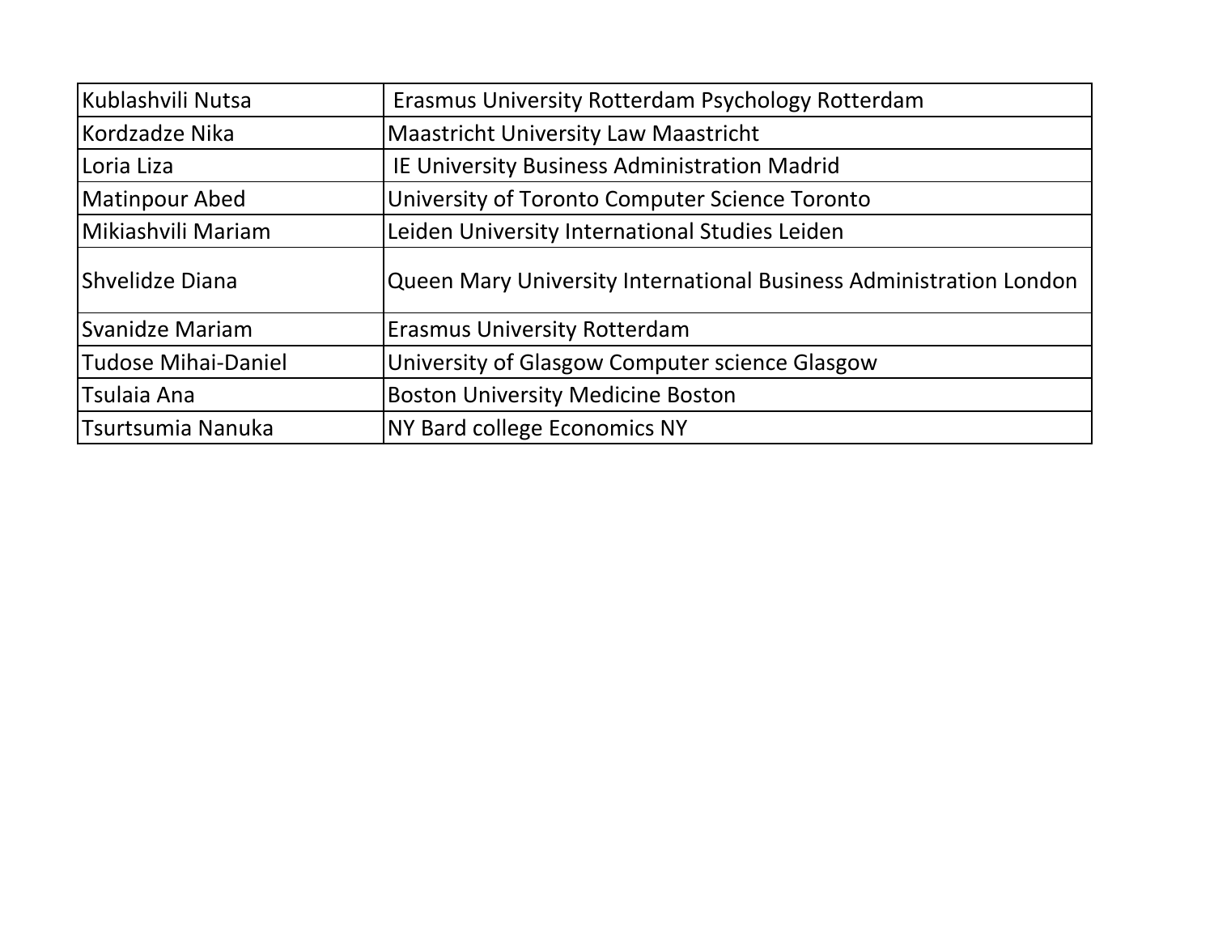| Kublashvili Nutsa | Erasmus University Rotterdam Psychology Rotterdam |
|---|---|
| Kordzadze Nika | Maastricht University Law Maastricht |
| Loria Liza | IE University Business Administration Madrid |
| Matinpour Abed | University of Toronto Computer Science Toronto |
| Mikiashvili Mariam | Leiden University International Studies Leiden |
| Shvelidze Diana | Queen Mary University International Business Administration London |
| Svanidze Mariam | Erasmus University Rotterdam |
| Tudose Mihai-Daniel | University of Glasgow Computer science Glasgow |
| Tsulaia Ana | Boston University Medicine Boston |
| Tsurtsumia Nanuka | NY Bard college Economics NY |